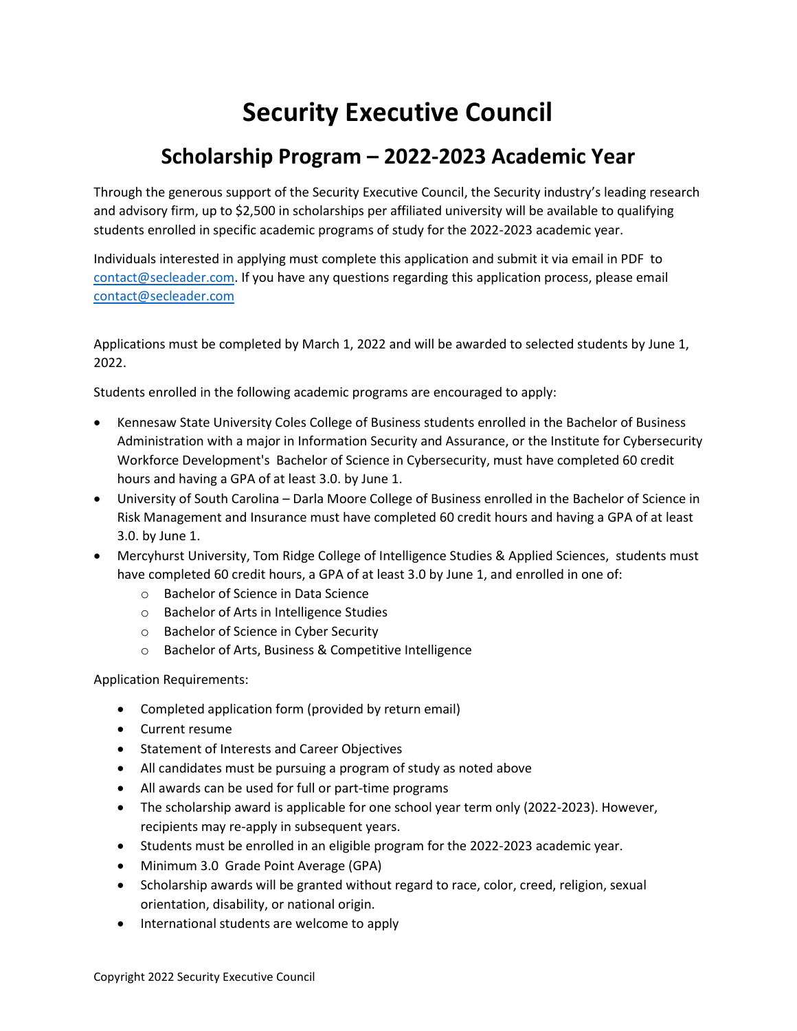# Security Executive Council

## Scholarship Program – 2022-2023 Academic Year

Through the generous support of the Security Executive Council, the Security industry's leading research and advisory firm, up to $2,500 in scholarships per affiliated university will be available to qualifying students enrolled in specific academic programs of study for the 2022-2023 academic year.

Individuals interested in applying must complete this application and submit it via email in PDF to contact@secleader.com. If you have any questions regarding this application process, please email contact@secleader.com

Applications must be completed by March 1, 2022 and will be awarded to selected students by June 1, 2022.

Students enrolled in the following academic programs are encouraged to apply:

- Kennesaw State University Coles College of Business students enrolled in the Bachelor of Business Administration with a major in Information Security and Assurance, or the Institute for Cybersecurity Workforce Development's Bachelor of Science in Cybersecurity, must have completed 60 credit hours and having a GPA of at least 3.0. by June 1.
- University of South Carolina – Darla Moore College of Business enrolled in the Bachelor of Science in Risk Management and Insurance must have completed 60 credit hours and having a GPA of at least 3.0. by June 1.
- Mercyhurst University, Tom Ridge College of Intelligence Studies & Applied Sciences, students must have completed 60 credit hours, a GPA of at least 3.0 by June 1, and enrolled in one of:
  - Bachelor of Science in Data Science
  - Bachelor of Arts in Intelligence Studies
  - Bachelor of Science in Cyber Security
  - Bachelor of Arts, Business & Competitive Intelligence

Application Requirements:

- Completed application form (provided by return email)
- Current resume
- Statement of Interests and Career Objectives
- All candidates must be pursuing a program of study as noted above
- All awards can be used for full or part-time programs
- The scholarship award is applicable for one school year term only (2022-2023). However, recipients may re-apply in subsequent years.
- Students must be enrolled in an eligible program for the 2022-2023 academic year.
- Minimum 3.0 Grade Point Average (GPA)
- Scholarship awards will be granted without regard to race, color, creed, religion, sexual orientation, disability, or national origin.
- International students are welcome to apply

Copyright 2022 Security Executive Council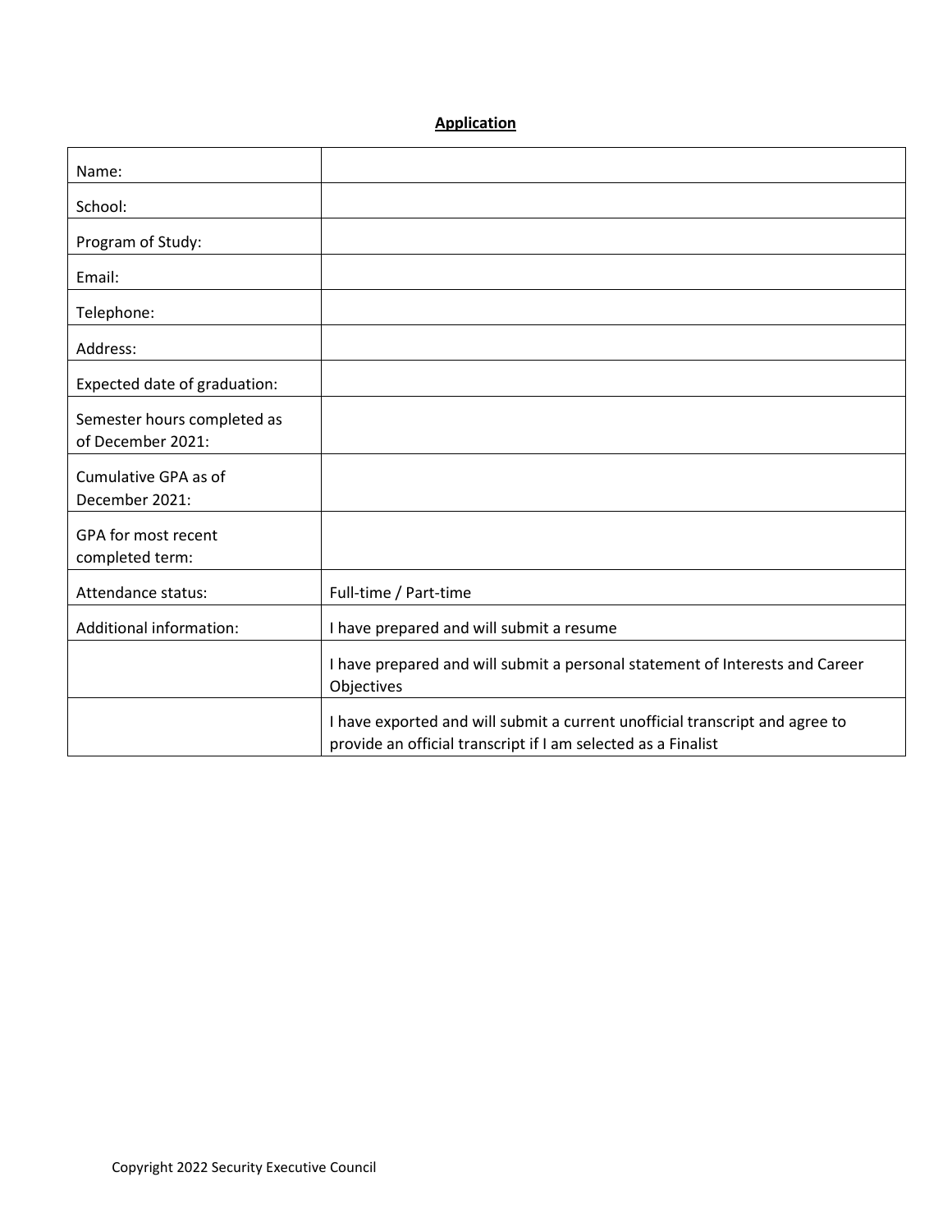**Application**

| | |
|---|---|
| Name: | |
| School: | |
| Program of Study: | |
| Email: | |
| Telephone: | |
| Address: | |
| Expected date of graduation: | |
| Semester hours completed as of December 2021: | |
| Cumulative GPA as of December 2021: | |
| GPA for most recent completed term: | |
| Attendance status: | Full-time / Part-time |
| Additional information: | I have prepared and will submit a resume |
| | I have prepared and will submit a personal statement of Interests and Career Objectives |
| | I have exported and will submit a current unofficial transcript and agree to provide an official transcript if I am selected as a Finalist |

Copyright 2022 Security Executive Council